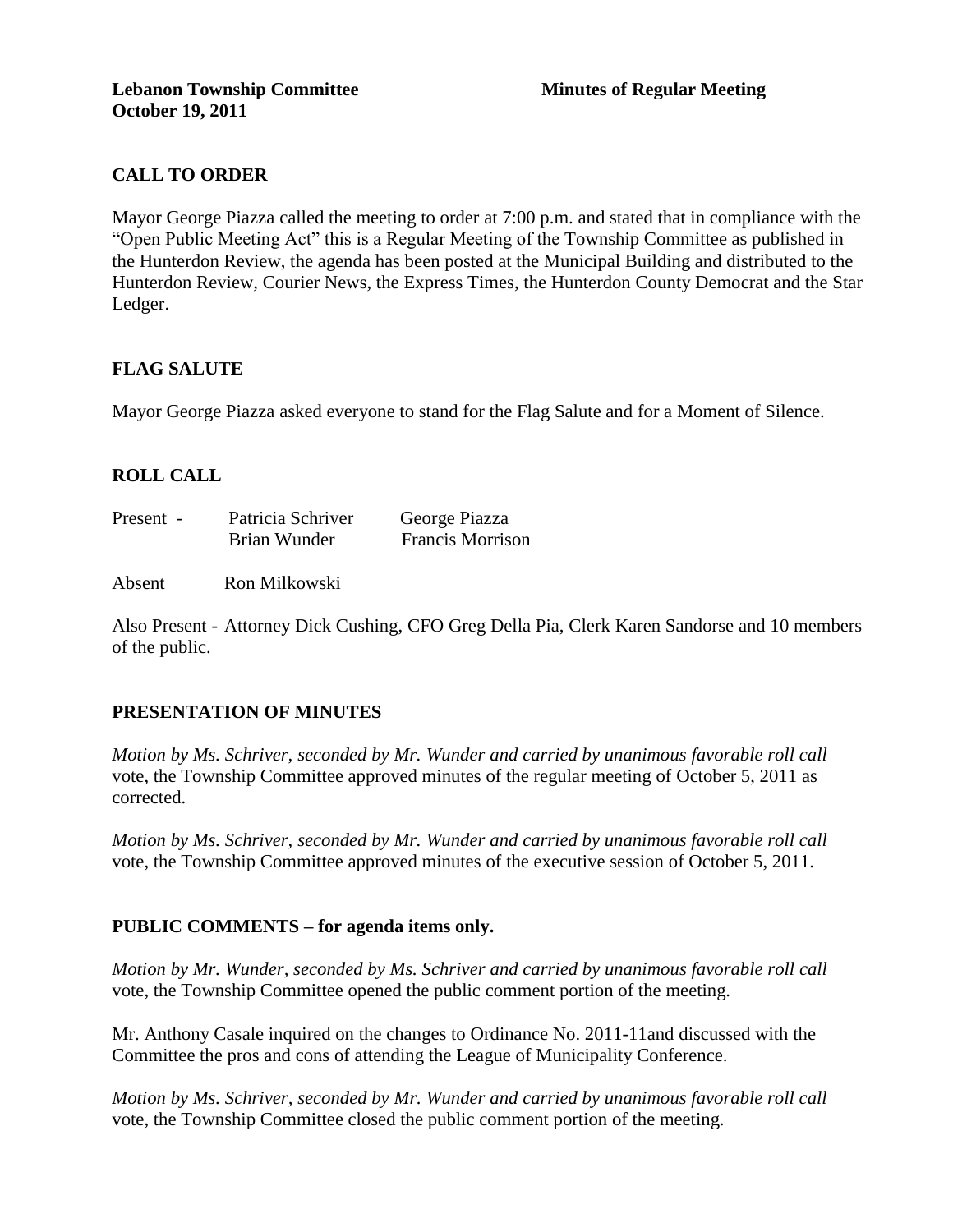**Lebanon Township Committee** **Minutes of Regular Meeting**
**October 19, 2011**

## CALL TO ORDER

Mayor George Piazza called the meeting to order at 7:00 p.m. and stated that in compliance with the "Open Public Meeting Act" this is a Regular Meeting of the Township Committee as published in the Hunterdon Review, the agenda has been posted at the Municipal Building and distributed to the Hunterdon Review, Courier News, the Express Times, the Hunterdon County Democrat and the Star Ledger.

## FLAG SALUTE

Mayor George Piazza asked everyone to stand for the Flag Salute and for a Moment of Silence.

## ROLL CALL

Present - Patricia Schriver George Piazza
Brian Wunder Francis Morrison

Absent Ron Milkowski

Also Present - Attorney Dick Cushing, CFO Greg Della Pia, Clerk Karen Sandorse and 10 members of the public.

## PRESENTATION OF MINUTES

*Motion by Ms. Schriver, seconded by Mr. Wunder and carried by unanimous favorable roll call* vote, the Township Committee approved minutes of the regular meeting of October 5, 2011 as corrected.

*Motion by Ms. Schriver, seconded by Mr. Wunder and carried by unanimous favorable roll call* vote, the Township Committee approved minutes of the executive session of October 5, 2011.

## PUBLIC COMMENTS – for agenda items only.

*Motion by Mr. Wunder, seconded by Ms. Schriver and carried by unanimous favorable roll call* vote, the Township Committee opened the public comment portion of the meeting.

Mr. Anthony Casale inquired on the changes to Ordinance No. 2011-11and discussed with the Committee the pros and cons of attending the League of Municipality Conference.

*Motion by Ms. Schriver, seconded by Mr. Wunder and carried by unanimous favorable roll call* vote, the Township Committee closed the public comment portion of the meeting.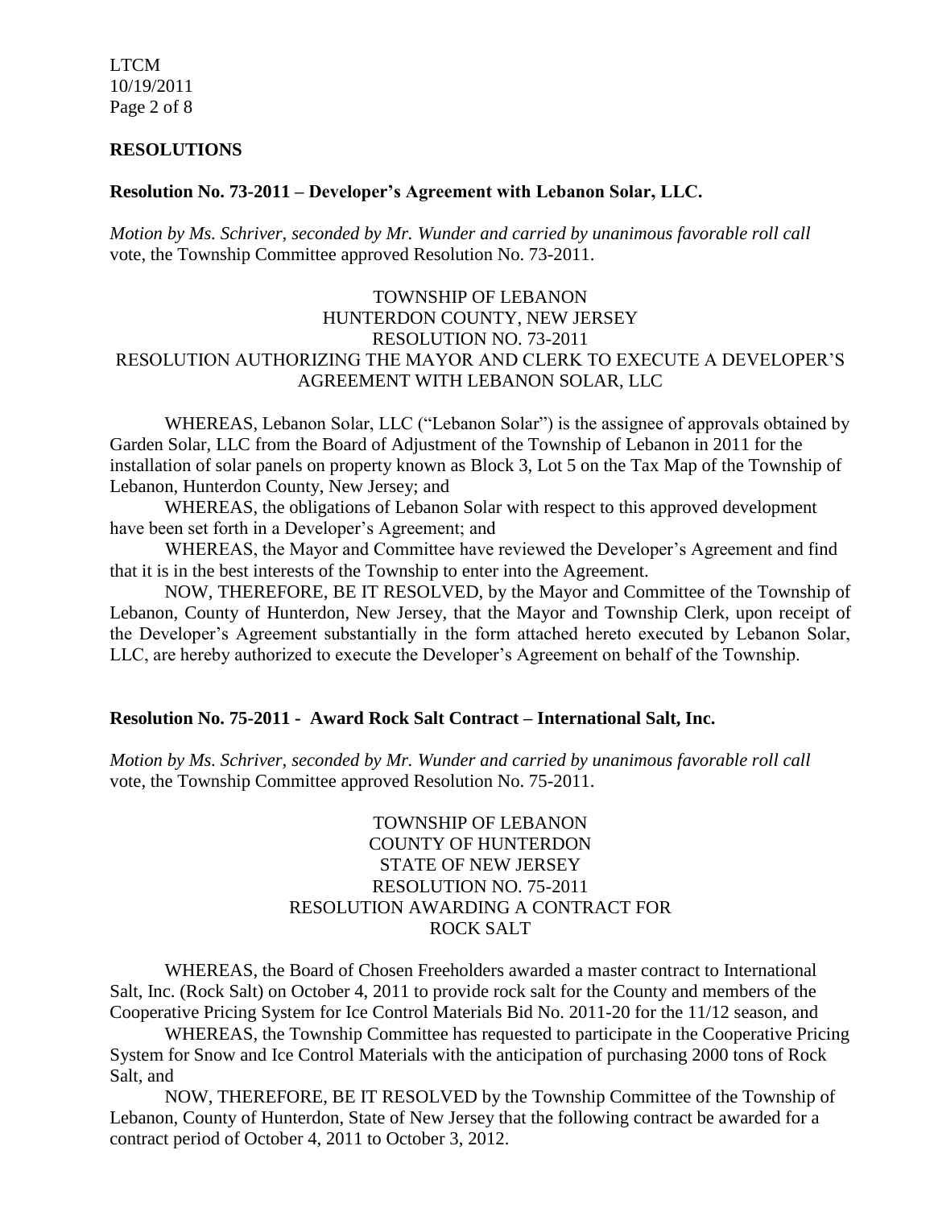## RESOLUTIONS

### Resolution No. 73-2011 – Developer's Agreement with Lebanon Solar, LLC.

*Motion by Ms. Schriver, seconded by Mr. Wunder and carried by unanimous favorable roll call* vote, the Township Committee approved Resolution No. 73-2011.

TOWNSHIP OF LEBANON
HUNTERDON COUNTY, NEW JERSEY
RESOLUTION NO. 73-2011
RESOLUTION AUTHORIZING THE MAYOR AND CLERK TO EXECUTE A DEVELOPER'S AGREEMENT WITH LEBANON SOLAR, LLC

WHEREAS, Lebanon Solar, LLC ("Lebanon Solar") is the assignee of approvals obtained by Garden Solar, LLC from the Board of Adjustment of the Township of Lebanon in 2011 for the installation of solar panels on property known as Block 3, Lot 5 on the Tax Map of the Township of Lebanon, Hunterdon County, New Jersey; and

WHEREAS, the obligations of Lebanon Solar with respect to this approved development have been set forth in a Developer's Agreement; and

WHEREAS, the Mayor and Committee have reviewed the Developer's Agreement and find that it is in the best interests of the Township to enter into the Agreement.

NOW, THEREFORE, BE IT RESOLVED, by the Mayor and Committee of the Township of Lebanon, County of Hunterdon, New Jersey, that the Mayor and Township Clerk, upon receipt of the Developer's Agreement substantially in the form attached hereto executed by Lebanon Solar, LLC, are hereby authorized to execute the Developer's Agreement on behalf of the Township.

### Resolution No. 75-2011 - Award Rock Salt Contract – International Salt, Inc.

*Motion by Ms. Schriver, seconded by Mr. Wunder and carried by unanimous favorable roll call* vote, the Township Committee approved Resolution No. 75-2011.

TOWNSHIP OF LEBANON
COUNTY OF HUNTERDON
STATE OF NEW JERSEY
RESOLUTION NO. 75-2011
RESOLUTION AWARDING A CONTRACT FOR ROCK SALT

WHEREAS, the Board of Chosen Freeholders awarded a master contract to International Salt, Inc. (Rock Salt) on October 4, 2011 to provide rock salt for the County and members of the Cooperative Pricing System for Ice Control Materials Bid No. 2011-20 for the 11/12 season, and

WHEREAS, the Township Committee has requested to participate in the Cooperative Pricing System for Snow and Ice Control Materials with the anticipation of purchasing 2000 tons of Rock Salt, and

NOW, THEREFORE, BE IT RESOLVED by the Township Committee of the Township of Lebanon, County of Hunterdon, State of New Jersey that the following contract be awarded for a contract period of October 4, 2011 to October 3, 2012.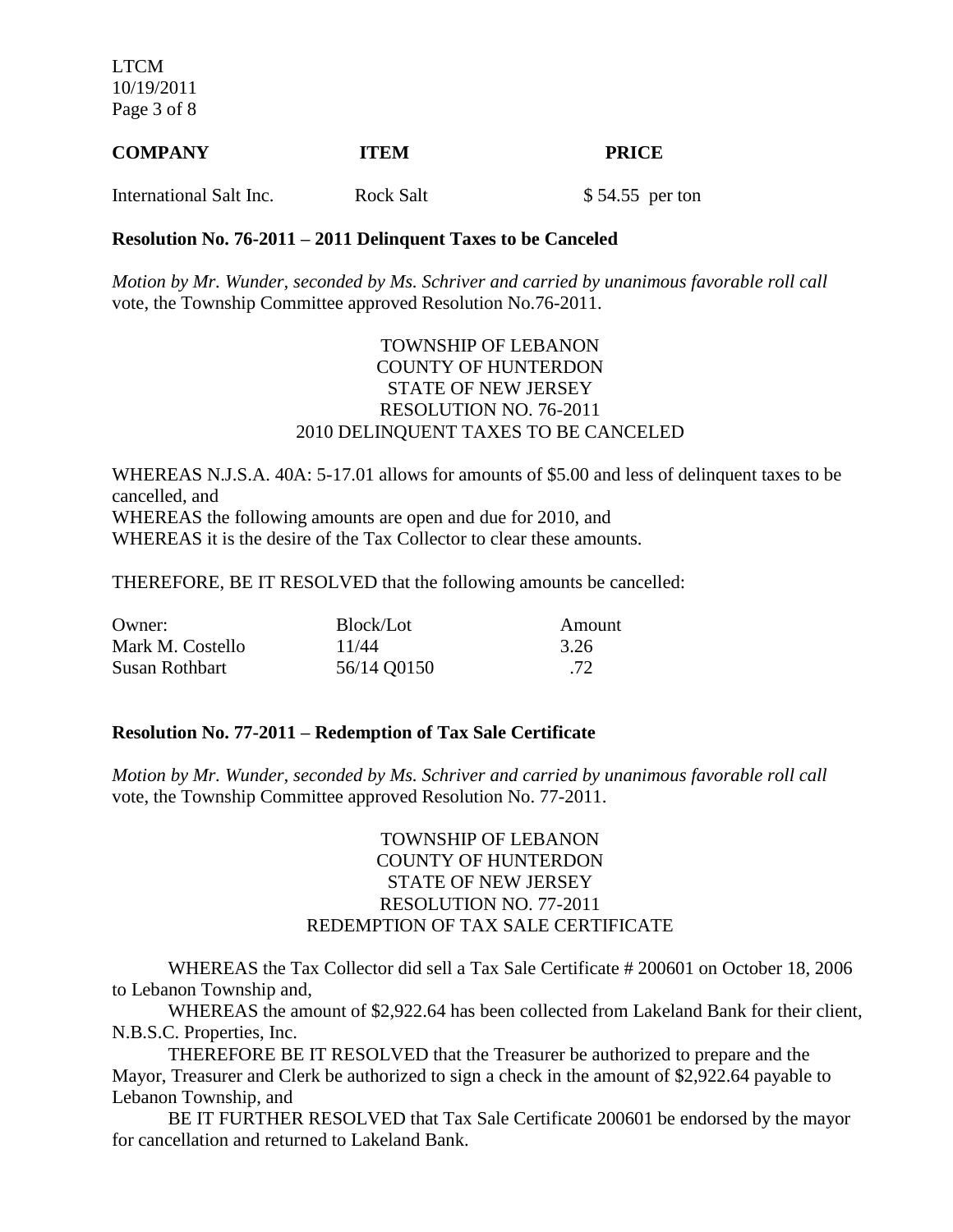| COMPANY | ITEM | PRICE |
|---|---|---|
| International Salt Inc. | Rock Salt | $ 54.55 per ton |

**Resolution No. 76-2011 – 2011 Delinquent Taxes to be Canceled**

*Motion by Mr. Wunder, seconded by Ms. Schriver and carried by unanimous favorable roll call* vote, the Township Committee approved Resolution No.76-2011.

TOWNSHIP OF LEBANON
COUNTY OF HUNTERDON
STATE OF NEW JERSEY
RESOLUTION NO. 76-2011
2010 DELINQUENT TAXES TO BE CANCELED

WHEREAS N.J.S.A. 40A: 5-17.01 allows for amounts of $5.00 and less of delinquent taxes to be cancelled, and
WHEREAS the following amounts are open and due for 2010, and
WHEREAS it is the desire of the Tax Collector to clear these amounts.

THEREFORE, BE IT RESOLVED that the following amounts be cancelled:

| Owner: | Block/Lot | Amount |
|---|---|---|
| Mark M. Costello | 11/44 | 3.26 |
| Susan Rothbart | 56/14 Q0150 | .72 |

**Resolution No. 77-2011 – Redemption of Tax Sale Certificate**

*Motion by Mr. Wunder, seconded by Ms. Schriver and carried by unanimous favorable roll call* vote, the Township Committee approved Resolution No. 77-2011.

TOWNSHIP OF LEBANON
COUNTY OF HUNTERDON
STATE OF NEW JERSEY
RESOLUTION NO. 77-2011
REDEMPTION OF TAX SALE CERTIFICATE

WHEREAS the Tax Collector did sell a Tax Sale Certificate # 200601 on October 18, 2006 to Lebanon Township and,

WHEREAS the amount of $2,922.64 has been collected from Lakeland Bank for their client, N.B.S.C. Properties, Inc.

THEREFORE BE IT RESOLVED that the Treasurer be authorized to prepare and the Mayor, Treasurer and Clerk be authorized to sign a check in the amount of $2,922.64 payable to Lebanon Township, and

BE IT FURTHER RESOLVED that Tax Sale Certificate 200601 be endorsed by the mayor for cancellation and returned to Lakeland Bank.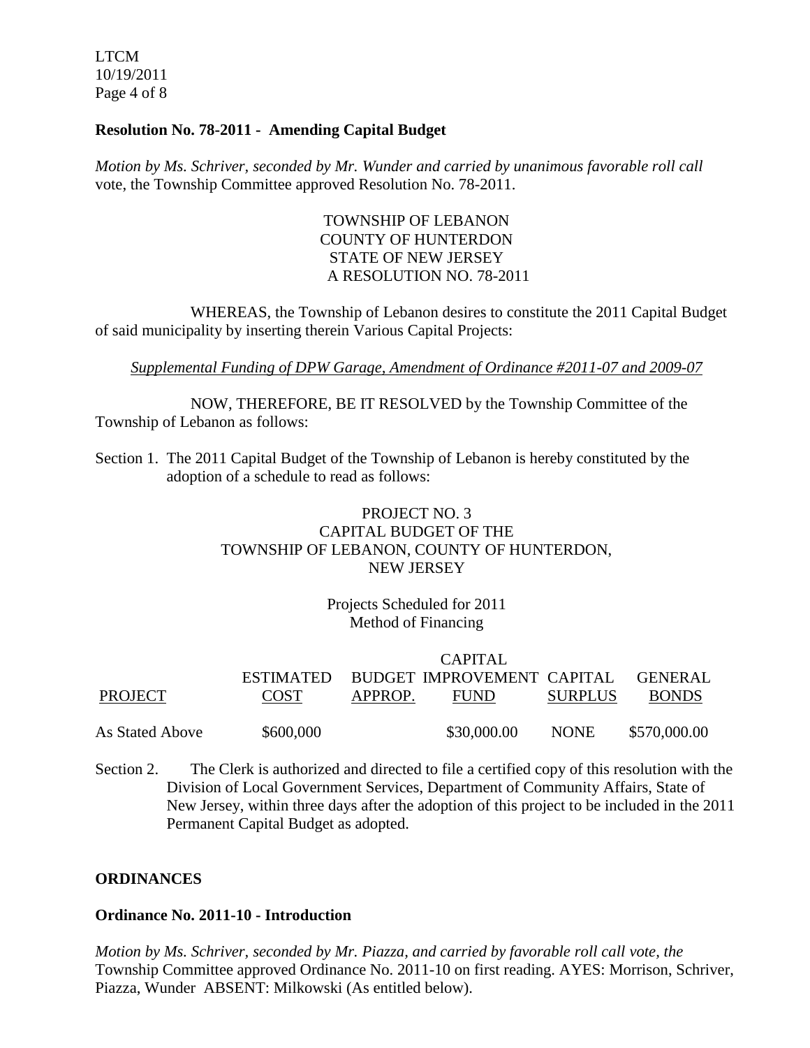**Resolution No. 78-2011 - Amending Capital Budget**

*Motion by Ms. Schriver, seconded by Mr. Wunder and carried by unanimous favorable roll call* vote, the Township Committee approved Resolution No. 78-2011.

TOWNSHIP OF LEBANON
COUNTY OF HUNTERDON
STATE OF NEW JERSEY
A RESOLUTION NO. 78-2011

WHEREAS, the Township of Lebanon desires to constitute the 2011 Capital Budget of said municipality by inserting therein Various Capital Projects:

*Supplemental Funding of DPW Garage, Amendment of Ordinance #2011-07 and 2009-07*

NOW, THEREFORE, BE IT RESOLVED by the Township Committee of the Township of Lebanon as follows:

Section 1. The 2011 Capital Budget of the Township of Lebanon is hereby constituted by the adoption of a schedule to read as follows:

PROJECT NO. 3
CAPITAL BUDGET OF THE
TOWNSHIP OF LEBANON, COUNTY OF HUNTERDON,
NEW JERSEY

Projects Scheduled for 2011
Method of Financing

| PROJECT | ESTIMATED COST | BUDGET APPROP. | CAPITAL IMPROVEMENT FUND | CAPITAL SURPLUS | GENERAL BONDS |
|---|---|---|---|---|---|
| As Stated Above | \$600,000 | | \$30,000.00 | NONE | \$570,000.00 |

Section 2. The Clerk is authorized and directed to file a certified copy of this resolution with the Division of Local Government Services, Department of Community Affairs, State of New Jersey, within three days after the adoption of this project to be included in the 2011 Permanent Capital Budget as adopted.

## ORDINANCES

**Ordinance No. 2011-10 - Introduction**

*Motion by Ms. Schriver, seconded by Mr. Piazza, and carried by favorable roll call vote, the* Township Committee approved Ordinance No. 2011-10 on first reading. AYES: Morrison, Schriver, Piazza, Wunder ABSENT: Milkowski (As entitled below).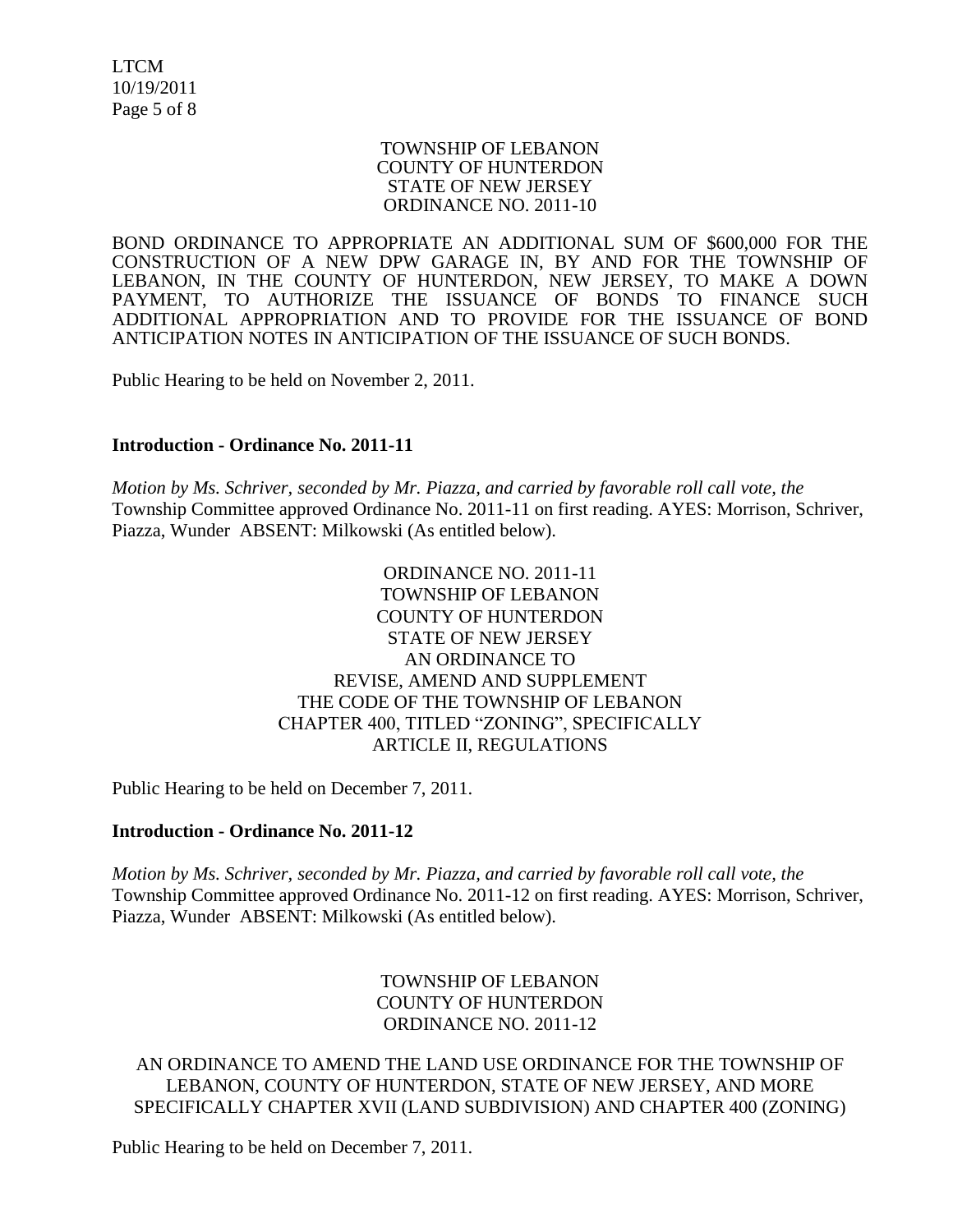TOWNSHIP OF LEBANON
COUNTY OF HUNTERDON
STATE OF NEW JERSEY
ORDINANCE NO. 2011-10

BOND ORDINANCE TO APPROPRIATE AN ADDITIONAL SUM OF $600,000 FOR THE CONSTRUCTION OF A NEW DPW GARAGE IN, BY AND FOR THE TOWNSHIP OF LEBANON, IN THE COUNTY OF HUNTERDON, NEW JERSEY, TO MAKE A DOWN PAYMENT, TO AUTHORIZE THE ISSUANCE OF BONDS TO FINANCE SUCH ADDITIONAL APPROPRIATION AND TO PROVIDE FOR THE ISSUANCE OF BOND ANTICIPATION NOTES IN ANTICIPATION OF THE ISSUANCE OF SUCH BONDS.

Public Hearing to be held on November 2, 2011.

**Introduction - Ordinance No. 2011-11**

*Motion by Ms. Schriver, seconded by Mr. Piazza, and carried by favorable roll call vote, the* Township Committee approved Ordinance No. 2011-11 on first reading. AYES: Morrison, Schriver, Piazza, Wunder ABSENT: Milkowski (As entitled below).

ORDINANCE NO. 2011-11
TOWNSHIP OF LEBANON
COUNTY OF HUNTERDON
STATE OF NEW JERSEY
AN ORDINANCE TO
REVISE, AMEND AND SUPPLEMENT
THE CODE OF THE TOWNSHIP OF LEBANON
CHAPTER 400, TITLED "ZONING", SPECIFICALLY
ARTICLE II, REGULATIONS

Public Hearing to be held on December 7, 2011.

**Introduction - Ordinance No. 2011-12**

*Motion by Ms. Schriver, seconded by Mr. Piazza, and carried by favorable roll call vote, the* Township Committee approved Ordinance No. 2011-12 on first reading. AYES: Morrison, Schriver, Piazza, Wunder ABSENT: Milkowski (As entitled below).

TOWNSHIP OF LEBANON
COUNTY OF HUNTERDON
ORDINANCE NO. 2011-12

AN ORDINANCE TO AMEND THE LAND USE ORDINANCE FOR THE TOWNSHIP OF LEBANON, COUNTY OF HUNTERDON, STATE OF NEW JERSEY, AND MORE SPECIFICALLY CHAPTER XVII (LAND SUBDIVISION) AND CHAPTER 400 (ZONING)

Public Hearing to be held on December 7, 2011.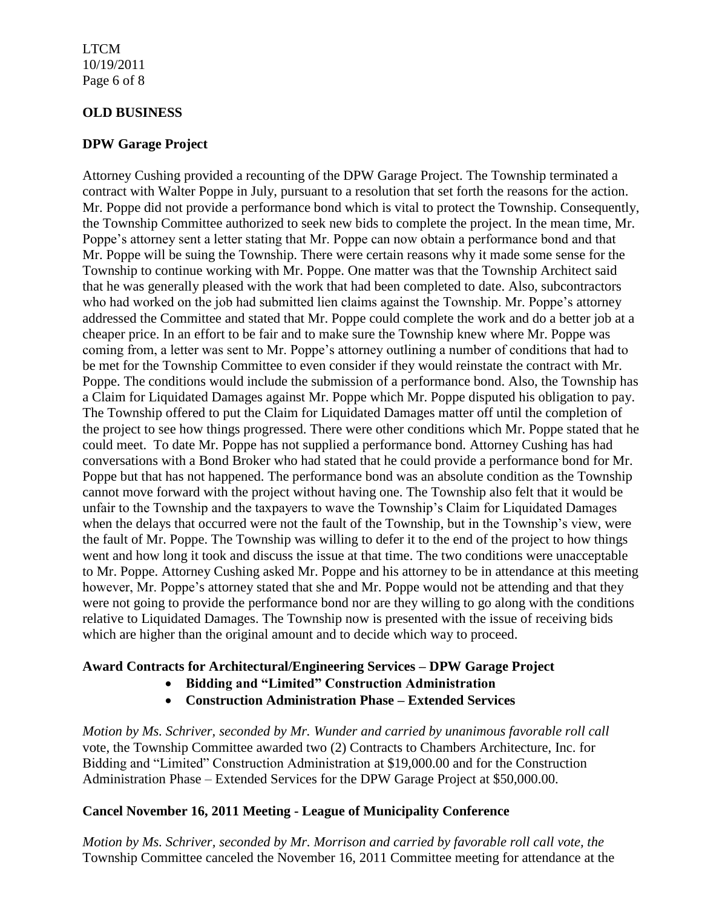## OLD BUSINESS

### DPW Garage Project

Attorney Cushing provided a recounting of the DPW Garage Project. The Township terminated a contract with Walter Poppe in July, pursuant to a resolution that set forth the reasons for the action. Mr. Poppe did not provide a performance bond which is vital to protect the Township. Consequently, the Township Committee authorized to seek new bids to complete the project. In the mean time, Mr. Poppe's attorney sent a letter stating that Mr. Poppe can now obtain a performance bond and that Mr. Poppe will be suing the Township. There were certain reasons why it made some sense for the Township to continue working with Mr. Poppe. One matter was that the Township Architect said that he was generally pleased with the work that had been completed to date. Also, subcontractors who had worked on the job had submitted lien claims against the Township. Mr. Poppe's attorney addressed the Committee and stated that Mr. Poppe could complete the work and do a better job at a cheaper price. In an effort to be fair and to make sure the Township knew where Mr. Poppe was coming from, a letter was sent to Mr. Poppe's attorney outlining a number of conditions that had to be met for the Township Committee to even consider if they would reinstate the contract with Mr. Poppe. The conditions would include the submission of a performance bond. Also, the Township has a Claim for Liquidated Damages against Mr. Poppe which Mr. Poppe disputed his obligation to pay. The Township offered to put the Claim for Liquidated Damages matter off until the completion of the project to see how things progressed. There were other conditions which Mr. Poppe stated that he could meet. To date Mr. Poppe has not supplied a performance bond. Attorney Cushing has had conversations with a Bond Broker who had stated that he could provide a performance bond for Mr. Poppe but that has not happened. The performance bond was an absolute condition as the Township cannot move forward with the project without having one. The Township also felt that it would be unfair to the Township and the taxpayers to wave the Township's Claim for Liquidated Damages when the delays that occurred were not the fault of the Township, but in the Township's view, were the fault of Mr. Poppe. The Township was willing to defer it to the end of the project to how things went and how long it took and discuss the issue at that time. The two conditions were unacceptable to Mr. Poppe. Attorney Cushing asked Mr. Poppe and his attorney to be in attendance at this meeting however, Mr. Poppe's attorney stated that she and Mr. Poppe would not be attending and that they were not going to provide the performance bond nor are they willing to go along with the conditions relative to Liquidated Damages. The Township now is presented with the issue of receiving bids which are higher than the original amount and to decide which way to proceed.

### Award Contracts for Architectural/Engineering Services – DPW Garage Project

- **Bidding and "Limited" Construction Administration**
- **Construction Administration Phase – Extended Services**

*Motion by Ms. Schriver, seconded by Mr. Wunder and carried by unanimous favorable roll call* vote, the Township Committee awarded two (2) Contracts to Chambers Architecture, Inc. for Bidding and "Limited" Construction Administration at $19,000.00 and for the Construction Administration Phase – Extended Services for the DPW Garage Project at $50,000.00.

### Cancel November 16, 2011 Meeting - League of Municipality Conference

*Motion by Ms. Schriver, seconded by Mr. Morrison and carried by favorable roll call vote, the* Township Committee canceled the November 16, 2011 Committee meeting for attendance at the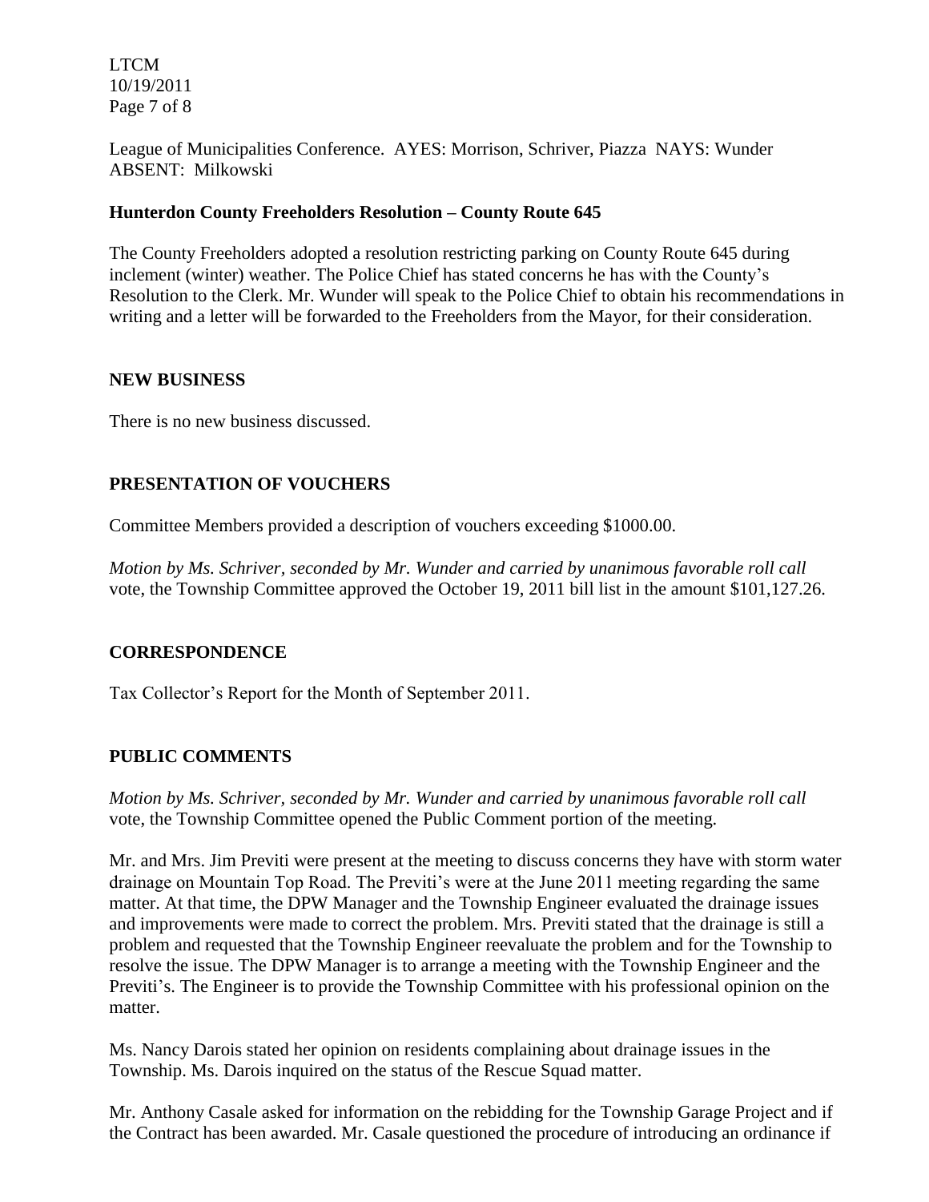League of Municipalities Conference. AYES: Morrison, Schriver, Piazza NAYS: Wunder ABSENT: Milkowski

**Hunterdon County Freeholders Resolution – County Route 645**

The County Freeholders adopted a resolution restricting parking on County Route 645 during inclement (winter) weather. The Police Chief has stated concerns he has with the County's Resolution to the Clerk. Mr. Wunder will speak to the Police Chief to obtain his recommendations in writing and a letter will be forwarded to the Freeholders from the Mayor, for their consideration.

**NEW BUSINESS**

There is no new business discussed.

**PRESENTATION OF VOUCHERS**

Committee Members provided a description of vouchers exceeding $1000.00.

*Motion by Ms. Schriver, seconded by Mr. Wunder and carried by unanimous favorable roll call* vote, the Township Committee approved the October 19, 2011 bill list in the amount $101,127.26.

**CORRESPONDENCE**

Tax Collector's Report for the Month of September 2011.

**PUBLIC COMMENTS**

*Motion by Ms. Schriver, seconded by Mr. Wunder and carried by unanimous favorable roll call* vote, the Township Committee opened the Public Comment portion of the meeting.

Mr. and Mrs. Jim Previti were present at the meeting to discuss concerns they have with storm water drainage on Mountain Top Road. The Previti's were at the June 2011 meeting regarding the same matter. At that time, the DPW Manager and the Township Engineer evaluated the drainage issues and improvements were made to correct the problem. Mrs. Previti stated that the drainage is still a problem and requested that the Township Engineer reevaluate the problem and for the Township to resolve the issue. The DPW Manager is to arrange a meeting with the Township Engineer and the Previti's. The Engineer is to provide the Township Committee with his professional opinion on the matter.

Ms. Nancy Darois stated her opinion on residents complaining about drainage issues in the Township. Ms. Darois inquired on the status of the Rescue Squad matter.

Mr. Anthony Casale asked for information on the rebidding for the Township Garage Project and if the Contract has been awarded. Mr. Casale questioned the procedure of introducing an ordinance if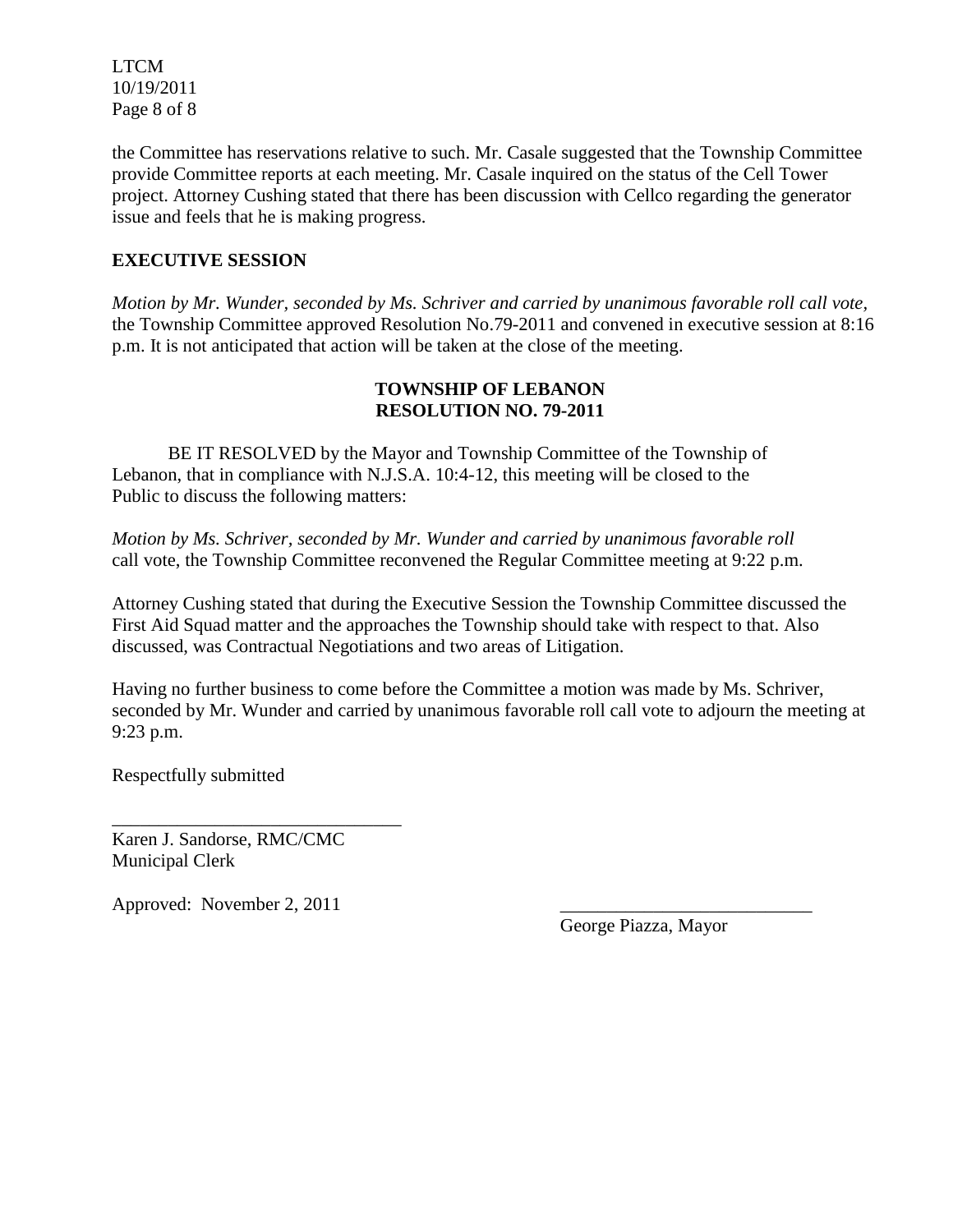the Committee has reservations relative to such. Mr. Casale suggested that the Township Committee provide Committee reports at each meeting. Mr. Casale inquired on the status of the Cell Tower project. Attorney Cushing stated that there has been discussion with Cellco regarding the generator issue and feels that he is making progress.

**EXECUTIVE SESSION**

*Motion by Mr. Wunder, seconded by Ms. Schriver and carried by unanimous favorable roll call vote,* the Township Committee approved Resolution No.79-2011 and convened in executive session at 8:16 p.m. It is not anticipated that action will be taken at the close of the meeting.

**TOWNSHIP OF LEBANON**
**RESOLUTION NO. 79-2011**

BE IT RESOLVED by the Mayor and Township Committee of the Township of Lebanon, that in compliance with N.J.S.A. 10:4-12, this meeting will be closed to the Public to discuss the following matters:

*Motion by Ms. Schriver, seconded by Mr. Wunder and carried by unanimous favorable roll* call vote, the Township Committee reconvened the Regular Committee meeting at 9:22 p.m.

Attorney Cushing stated that during the Executive Session the Township Committee discussed the First Aid Squad matter and the approaches the Township should take with respect to that. Also discussed, was Contractual Negotiations and two areas of Litigation.

Having no further business to come before the Committee a motion was made by Ms. Schriver, seconded by Mr. Wunder and carried by unanimous favorable roll call vote to adjourn the meeting at 9:23 p.m.

Respectfully submitted

\_\_\_\_\_\_\_\_\_\_\_\_\_\_\_\_\_\_\_\_\_\_\_\_\_\_\_\_\_\_
Karen J. Sandorse, RMC/CMC
Municipal Clerk

Approved: November 2, 2011

\_\_\_\_\_\_\_\_\_\_\_\_\_\_\_\_\_\_\_\_\_\_\_\_\_\_\_
George Piazza, Mayor